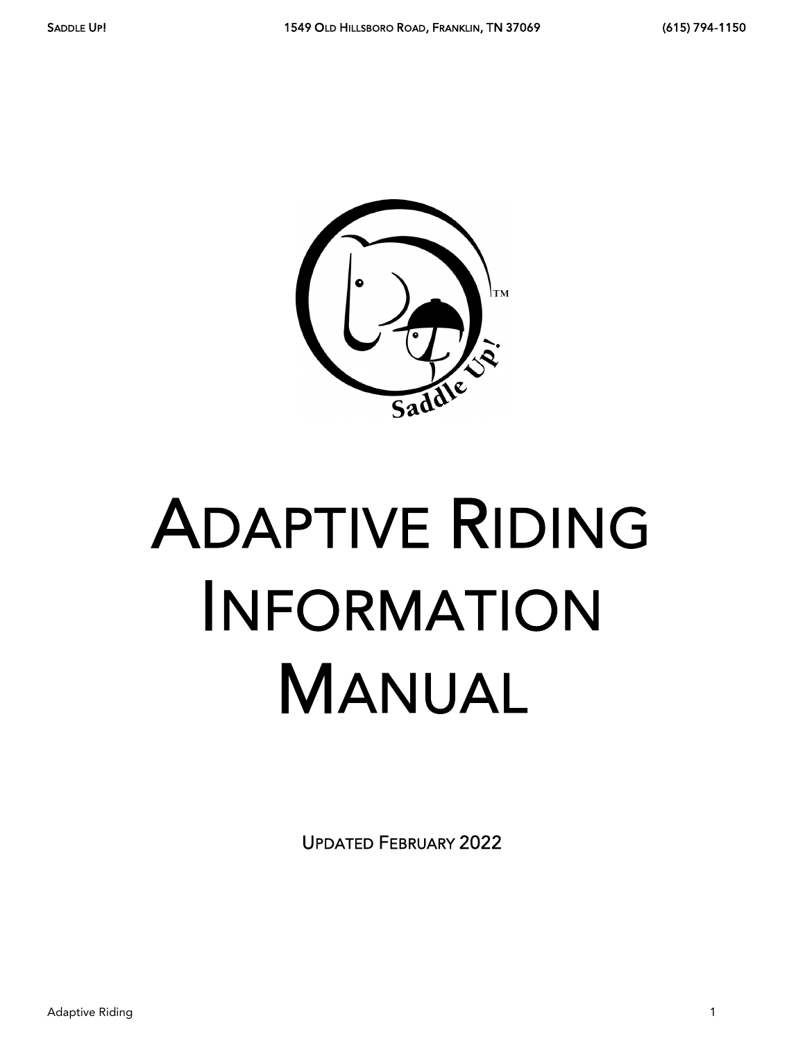# Adaptive Riding Information Manual

Updated February 2022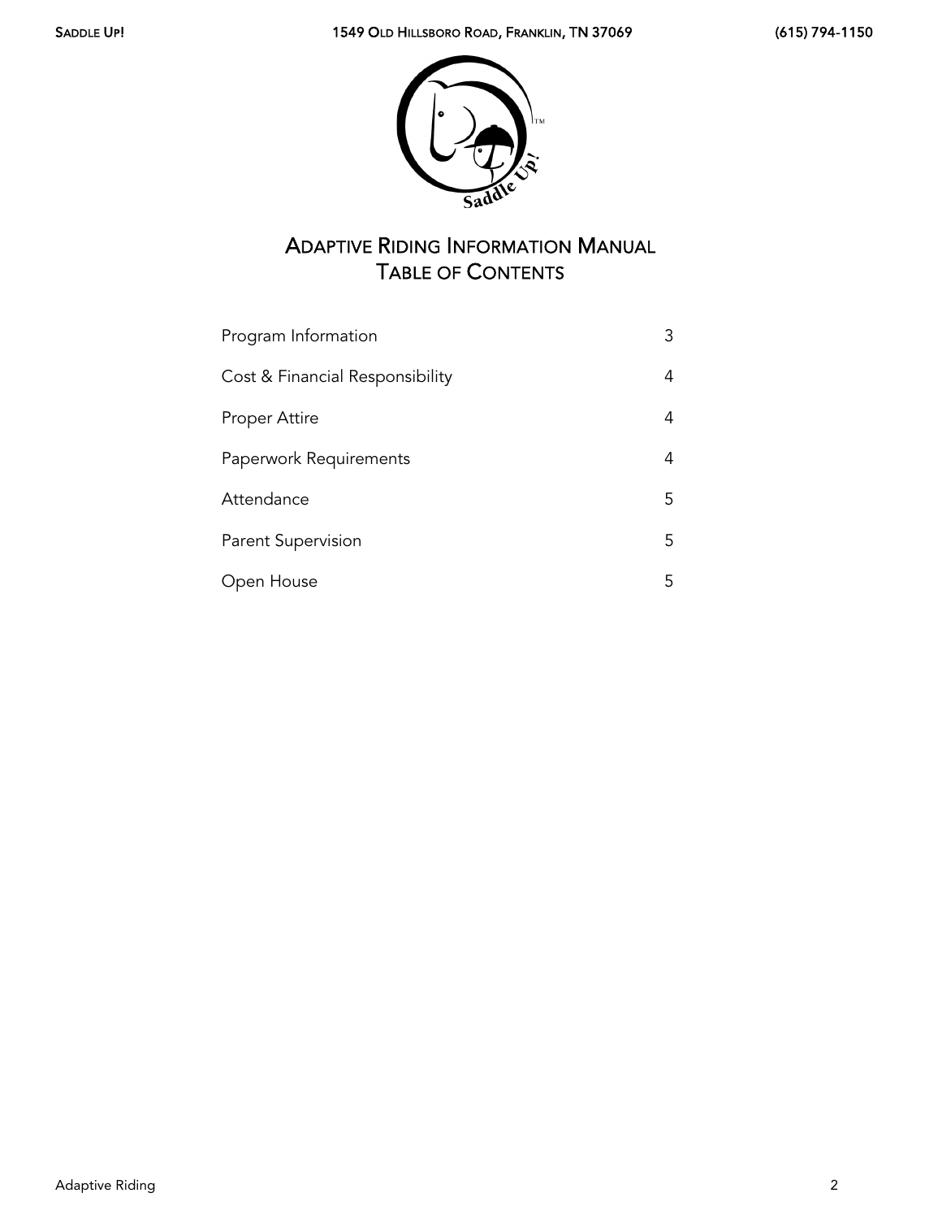# Adaptive Riding Information Manual
## Table of Contents

| | |
|---|---|
| Program Information | 3 |
| Cost & Financial Responsibility | 4 |
| Proper Attire | 4 |
| Paperwork Requirements | 4 |
| Attendance | 5 |
| Parent Supervision | 5 |
| Open House | 5 |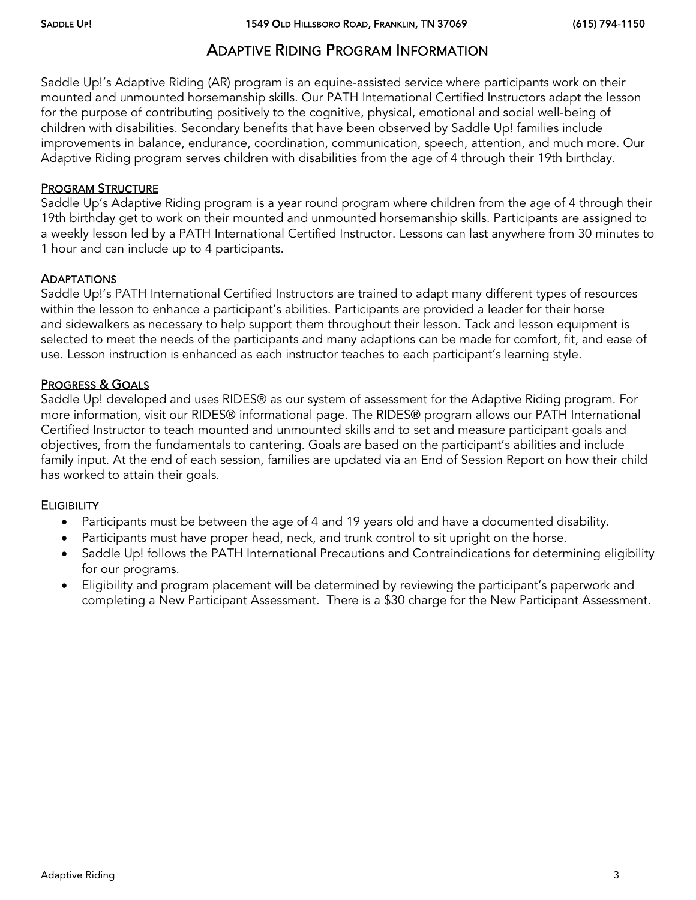# Adaptive Riding Program Information

Saddle Up!'s Adaptive Riding (AR) program is an equine-assisted service where participants work on their mounted and unmounted horsemanship skills. Our PATH International Certified Instructors adapt the lesson for the purpose of contributing positively to the cognitive, physical, emotional and social well-being of children with disabilities. Secondary benefits that have been observed by Saddle Up! families include improvements in balance, endurance, coordination, communication, speech, attention, and much more. Our Adaptive Riding program serves children with disabilities from the age of 4 through their 19th birthday.

## Program Structure

Saddle Up's Adaptive Riding program is a year round program where children from the age of 4 through their 19th birthday get to work on their mounted and unmounted horsemanship skills. Participants are assigned to a weekly lesson led by a PATH International Certified Instructor. Lessons can last anywhere from 30 minutes to 1 hour and can include up to 4 participants.

## Adaptations

Saddle Up!'s PATH International Certified Instructors are trained to adapt many different types of resources within the lesson to enhance a participant's abilities. Participants are provided a leader for their horse and sidewalkers as necessary to help support them throughout their lesson. Tack and lesson equipment is selected to meet the needs of the participants and many adaptions can be made for comfort, fit, and ease of use. Lesson instruction is enhanced as each instructor teaches to each participant's learning style.

## Progress & Goals

Saddle Up! developed and uses RIDES® as our system of assessment for the Adaptive Riding program. For more information, visit our RIDES® informational page. The RIDES® program allows our PATH International Certified Instructor to teach mounted and unmounted skills and to set and measure participant goals and objectives, from the fundamentals to cantering. Goals are based on the participant's abilities and include family input. At the end of each session, families are updated via an End of Session Report on how their child has worked to attain their goals.

## Eligibility

- Participants must be between the age of 4 and 19 years old and have a documented disability.
- Participants must have proper head, neck, and trunk control to sit upright on the horse.
- Saddle Up! follows the PATH International Precautions and Contraindications for determining eligibility for our programs.
- Eligibility and program placement will be determined by reviewing the participant's paperwork and completing a New Participant Assessment. There is a $30 charge for the New Participant Assessment.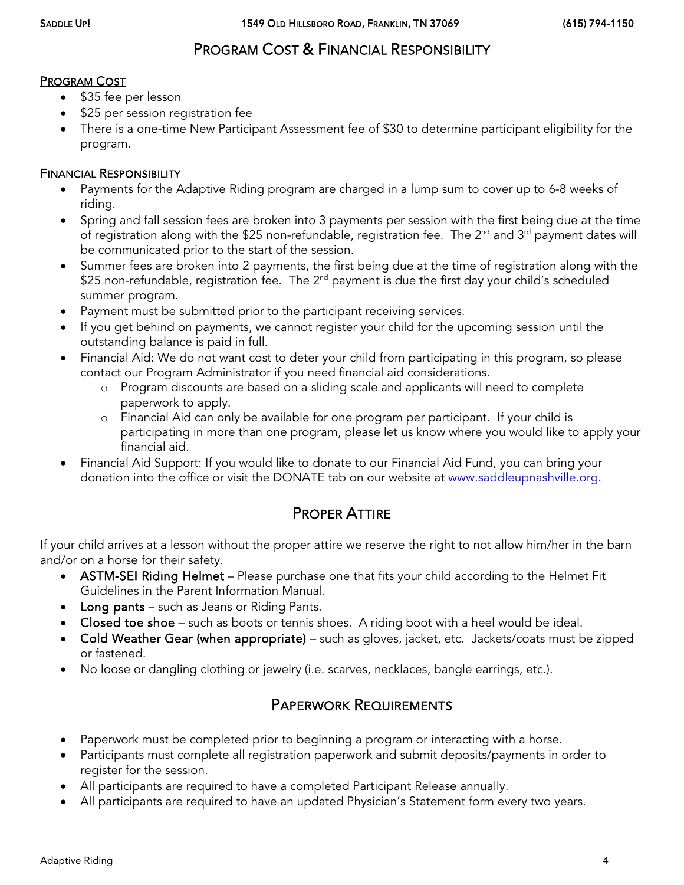# Program Cost & Financial Responsibility

## Program Cost

- $35 fee per lesson
- $25 per session registration fee
- There is a one-time New Participant Assessment fee of $30 to determine participant eligibility for the program.

## Financial Responsibility

- Payments for the Adaptive Riding program are charged in a lump sum to cover up to 6-8 weeks of riding.
- Spring and fall session fees are broken into 3 payments per session with the first being due at the time of registration along with the $25 non-refundable, registration fee. The 2nd and 3rd payment dates will be communicated prior to the start of the session.
- Summer fees are broken into 2 payments, the first being due at the time of registration along with the $25 non-refundable, registration fee. The 2nd payment is due the first day your child's scheduled summer program.
- Payment must be submitted prior to the participant receiving services.
- If you get behind on payments, we cannot register your child for the upcoming session until the outstanding balance is paid in full.
- Financial Aid: We do not want cost to deter your child from participating in this program, so please contact our Program Administrator if you need financial aid considerations.
  - Program discounts are based on a sliding scale and applicants will need to complete paperwork to apply.
  - Financial Aid can only be available for one program per participant. If your child is participating in more than one program, please let us know where you would like to apply your financial aid.
- Financial Aid Support: If you would like to donate to our Financial Aid Fund, you can bring your donation into the office or visit the DONATE tab on our website at [www.saddleupnashville.org](www.saddleupnashville.org).

# Proper Attire

If your child arrives at a lesson without the proper attire we reserve the right to not allow him/her in the barn and/or on a horse for their safety.

- **ASTM-SEI Riding Helmet** – Please purchase one that fits your child according to the Helmet Fit Guidelines in the Parent Information Manual.
- **Long pants** – such as Jeans or Riding Pants.
- **Closed toe shoe** – such as boots or tennis shoes. A riding boot with a heel would be ideal.
- **Cold Weather Gear (when appropriate)** – such as gloves, jacket, etc. Jackets/coats must be zipped or fastened.
- No loose or dangling clothing or jewelry (i.e. scarves, necklaces, bangle earrings, etc.).

# Paperwork Requirements

- Paperwork must be completed prior to beginning a program or interacting with a horse.
- Participants must complete all registration paperwork and submit deposits/payments in order to register for the session.
- All participants are required to have a completed Participant Release annually.
- All participants are required to have an updated Physician's Statement form every two years.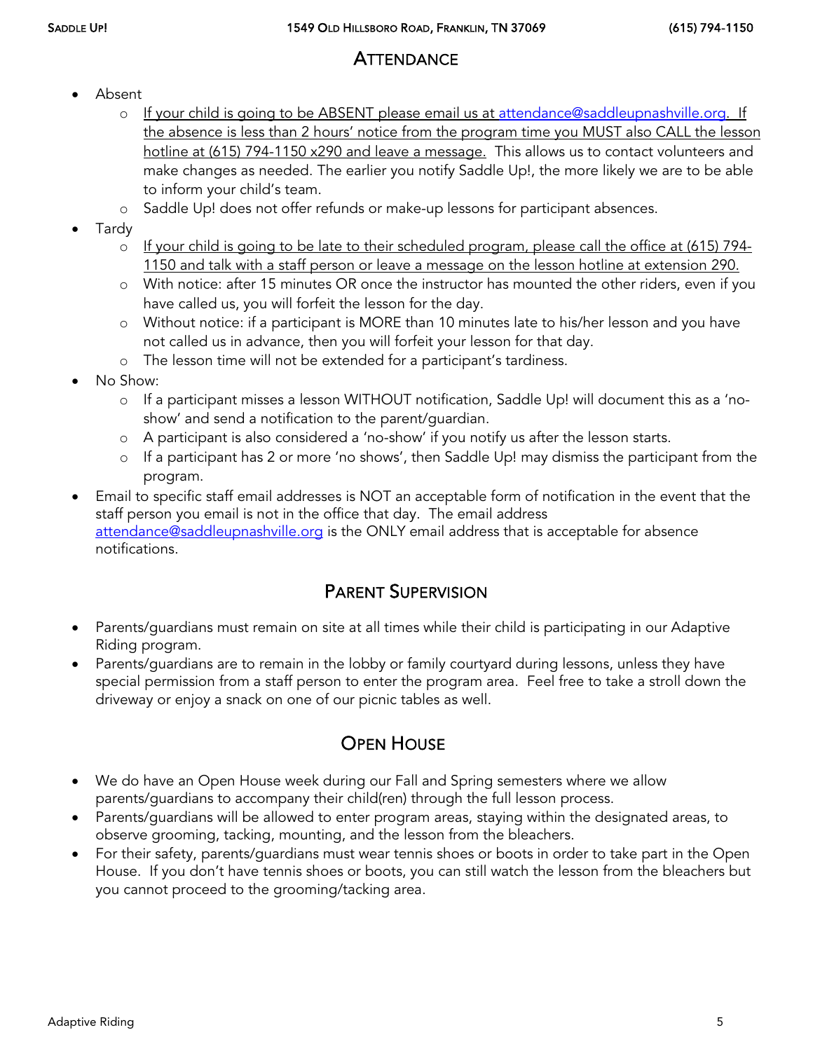## ATTENDANCE

- Absent
  - If your child is going to be ABSENT please email us at attendance@saddleupnashville.org. If the absence is less than 2 hours' notice from the program time you MUST also CALL the lesson hotline at (615) 794-1150 x290 and leave a message. This allows us to contact volunteers and make changes as needed. The earlier you notify Saddle Up!, the more likely we are to be able to inform your child's team.
  - Saddle Up! does not offer refunds or make-up lessons for participant absences.
- Tardy
  - If your child is going to be late to their scheduled program, please call the office at (615) 794-1150 and talk with a staff person or leave a message on the lesson hotline at extension 290.
  - With notice: after 15 minutes OR once the instructor has mounted the other riders, even if you have called us, you will forfeit the lesson for the day.
  - Without notice: if a participant is MORE than 10 minutes late to his/her lesson and you have not called us in advance, then you will forfeit your lesson for that day.
  - The lesson time will not be extended for a participant's tardiness.
- No Show:
  - If a participant misses a lesson WITHOUT notification, Saddle Up! will document this as a 'no-show' and send a notification to the parent/guardian.
  - A participant is also considered a 'no-show' if you notify us after the lesson starts.
  - If a participant has 2 or more 'no shows', then Saddle Up! may dismiss the participant from the program.
- Email to specific staff email addresses is NOT an acceptable form of notification in the event that the staff person you email is not in the office that day. The email address attendance@saddleupnashville.org is the ONLY email address that is acceptable for absence notifications.

## PARENT SUPERVISION

- Parents/guardians must remain on site at all times while their child is participating in our Adaptive Riding program.
- Parents/guardians are to remain in the lobby or family courtyard during lessons, unless they have special permission from a staff person to enter the program area. Feel free to take a stroll down the driveway or enjoy a snack on one of our picnic tables as well.

## OPEN HOUSE

- We do have an Open House week during our Fall and Spring semesters where we allow parents/guardians to accompany their child(ren) through the full lesson process.
- Parents/guardians will be allowed to enter program areas, staying within the designated areas, to observe grooming, tacking, mounting, and the lesson from the bleachers.
- For their safety, parents/guardians must wear tennis shoes or boots in order to take part in the Open House. If you don't have tennis shoes or boots, you can still watch the lesson from the bleachers but you cannot proceed to the grooming/tacking area.